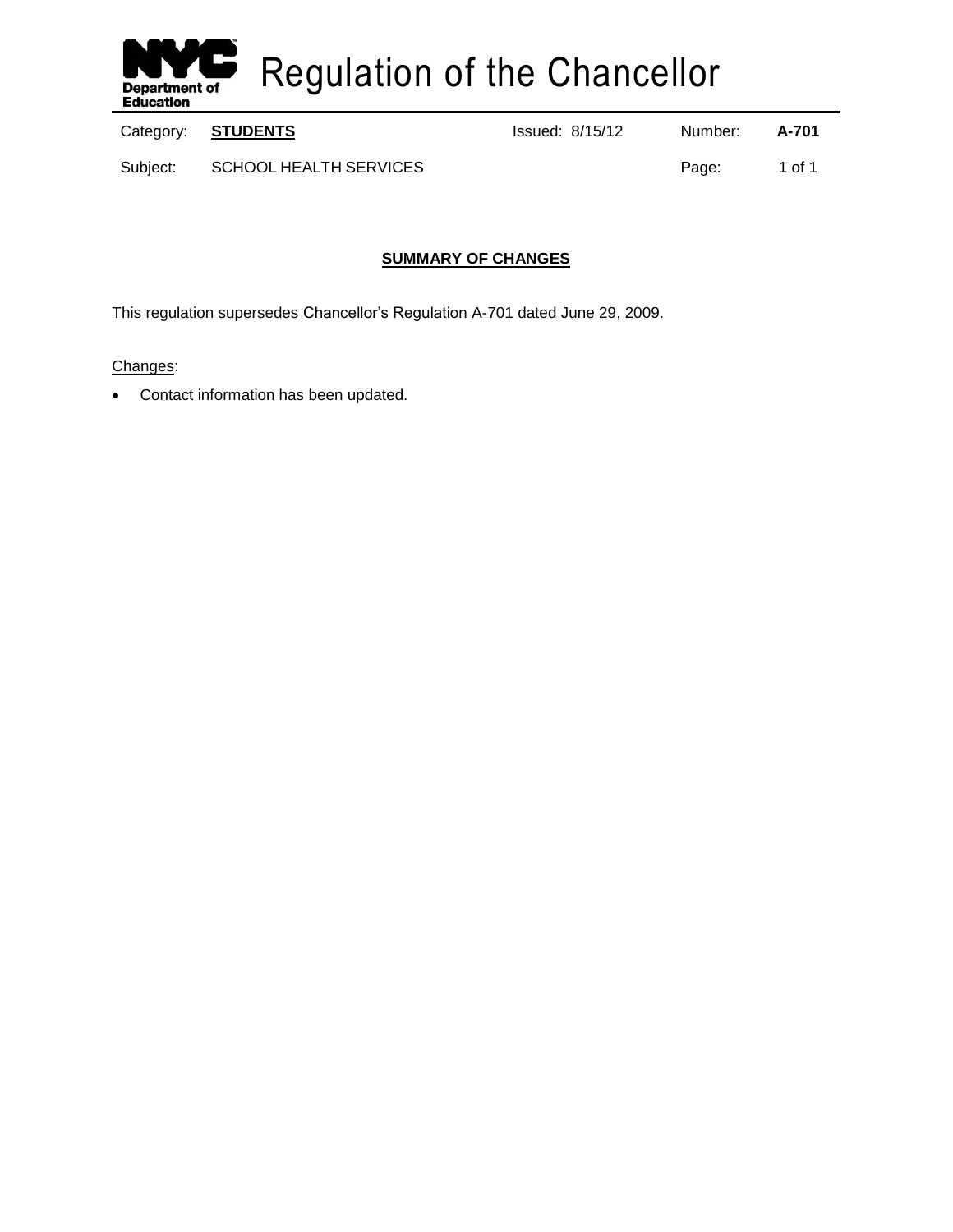# Regulation of the Chancellor

| Category: | **STUDENTS** | Issued: 8/15/12 | Number: | **A-701** |
|---|---|---|---|---|
| Subject: | SCHOOL HEALTH SERVICES | | Page: | 1 of 1 |

## SUMMARY OF CHANGES

This regulation supersedes Chancellor's Regulation A-701 dated June 29, 2009.

Changes:

- Contact information has been updated.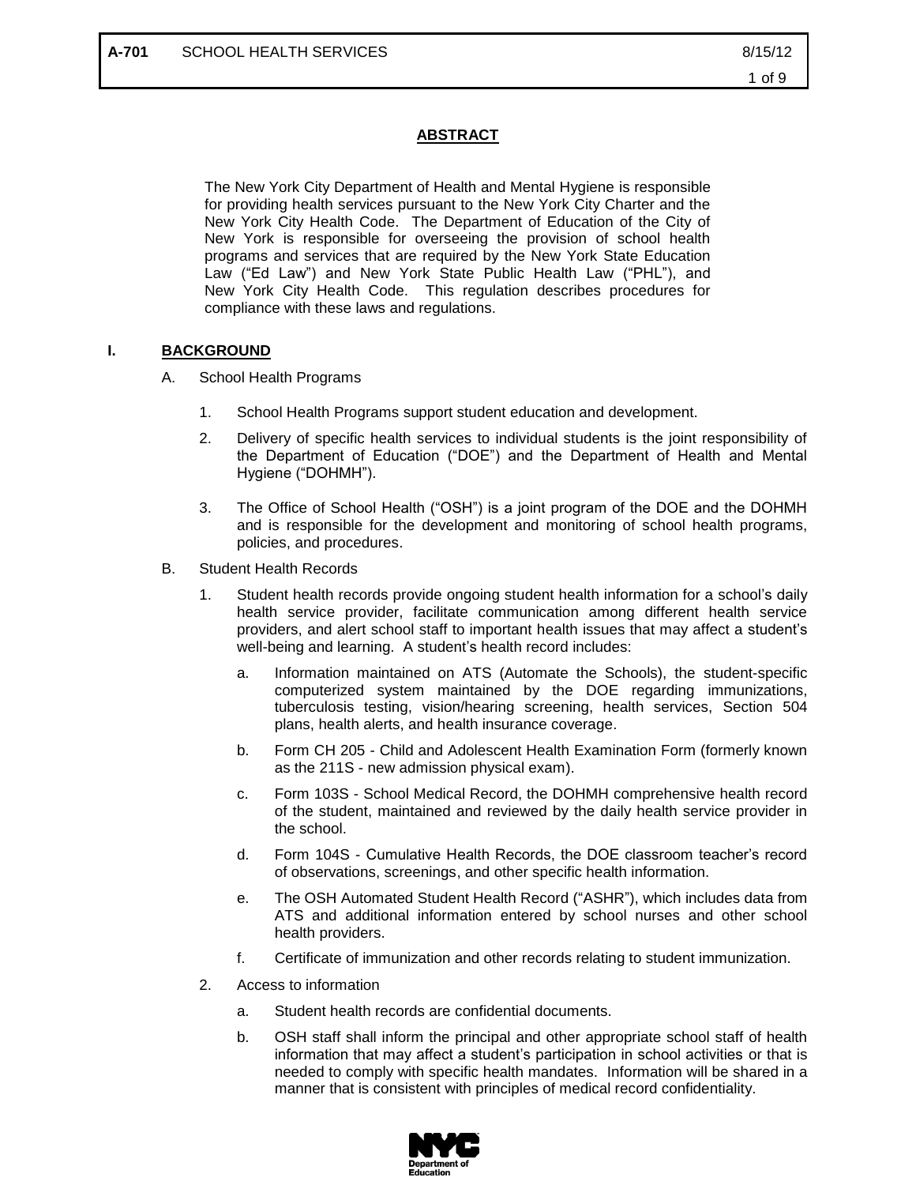## ABSTRACT

The New York City Department of Health and Mental Hygiene is responsible for providing health services pursuant to the New York City Charter and the New York City Health Code. The Department of Education of the City of New York is responsible for overseeing the provision of school health programs and services that are required by the New York State Education Law ("Ed Law") and New York State Public Health Law ("PHL"), and New York City Health Code. This regulation describes procedures for compliance with these laws and regulations.

## I. BACKGROUND

A. School Health Programs

1. School Health Programs support student education and development.
2. Delivery of specific health services to individual students is the joint responsibility of the Department of Education ("DOE") and the Department of Health and Mental Hygiene ("DOHMH").
3. The Office of School Health ("OSH") is a joint program of the DOE and the DOHMH and is responsible for the development and monitoring of school health programs, policies, and procedures.

B. Student Health Records

1. Student health records provide ongoing student health information for a school's daily health service provider, facilitate communication among different health service providers, and alert school staff to important health issues that may affect a student's well-being and learning. A student's health record includes:
   a. Information maintained on ATS (Automate the Schools), the student-specific computerized system maintained by the DOE regarding immunizations, tuberculosis testing, vision/hearing screening, health services, Section 504 plans, health alerts, and health insurance coverage.
   b. Form CH 205 - Child and Adolescent Health Examination Form (formerly known as the 211S - new admission physical exam).
   c. Form 103S - School Medical Record, the DOHMH comprehensive health record of the student, maintained and reviewed by the daily health service provider in the school.
   d. Form 104S - Cumulative Health Records, the DOE classroom teacher's record of observations, screenings, and other specific health information.
   e. The OSH Automated Student Health Record ("ASHR"), which includes data from ATS and additional information entered by school nurses and other school health providers.
   f. Certificate of immunization and other records relating to student immunization.
2. Access to information
   a. Student health records are confidential documents.
   b. OSH staff shall inform the principal and other appropriate school staff of health information that may affect a student's participation in school activities or that is needed to comply with specific health mandates. Information will be shared in a manner that is consistent with principles of medical record confidentiality.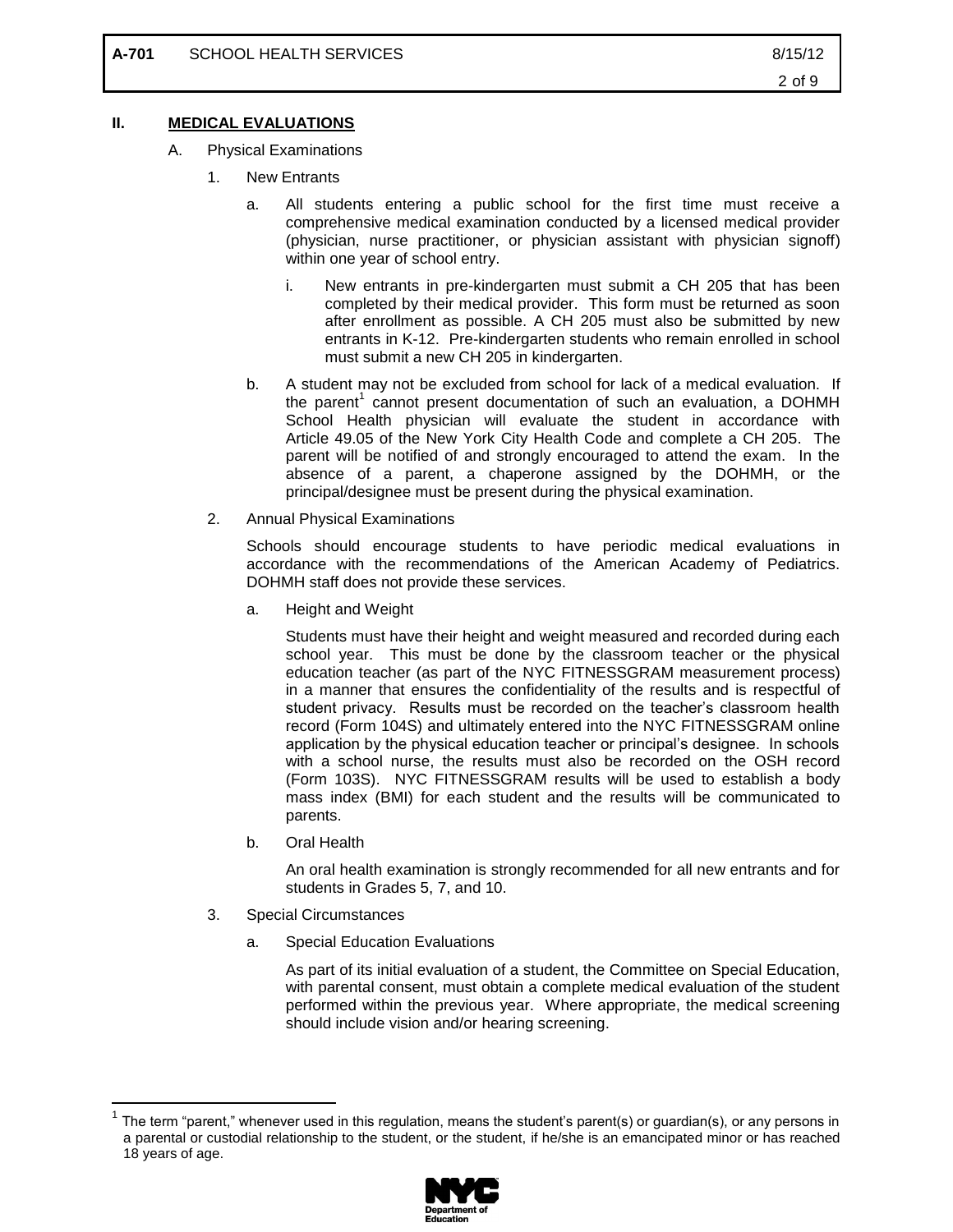## II. MEDICAL EVALUATIONS

A. Physical Examinations

1. New Entrants

   a. All students entering a public school for the first time must receive a comprehensive medical examination conducted by a licensed medical provider (physician, nurse practitioner, or physician assistant with physician signoff) within one year of school entry.

      i. New entrants in pre-kindergarten must submit a CH 205 that has been completed by their medical provider. This form must be returned as soon after enrollment as possible. A CH 205 must also be submitted by new entrants in K-12. Pre-kindergarten students who remain enrolled in school must submit a new CH 205 in kindergarten.

   b. A student may not be excluded from school for lack of a medical evaluation. If the parent[1] cannot present documentation of such an evaluation, a DOHMH School Health physician will evaluate the student in accordance with Article 49.05 of the New York City Health Code and complete a CH 205. The parent will be notified of and strongly encouraged to attend the exam. In the absence of a parent, a chaperone assigned by the DOHMH, or the principal/designee must be present during the physical examination.

2. Annual Physical Examinations

   Schools should encourage students to have periodic medical evaluations in accordance with the recommendations of the American Academy of Pediatrics. DOHMH staff does not provide these services.

   a. Height and Weight

      Students must have their height and weight measured and recorded during each school year. This must be done by the classroom teacher or the physical education teacher (as part of the NYC FITNESSGRAM measurement process) in a manner that ensures the confidentiality of the results and is respectful of student privacy. Results must be recorded on the teacher's classroom health record (Form 104S) and ultimately entered into the NYC FITNESSGRAM online application by the physical education teacher or principal's designee. In schools with a school nurse, the results must also be recorded on the OSH record (Form 103S). NYC FITNESSGRAM results will be used to establish a body mass index (BMI) for each student and the results will be communicated to parents.

   b. Oral Health

      An oral health examination is strongly recommended for all new entrants and for students in Grades 5, 7, and 10.

3. Special Circumstances

   a. Special Education Evaluations

      As part of its initial evaluation of a student, the Committee on Special Education, with parental consent, must obtain a complete medical evaluation of the student performed within the previous year. Where appropriate, the medical screening should include vision and/or hearing screening.

---

[1] The term "parent," whenever used in this regulation, means the student's parent(s) or guardian(s), or any persons in a parental or custodial relationship to the student, or the student, if he/she is an emancipated minor or has reached 18 years of age.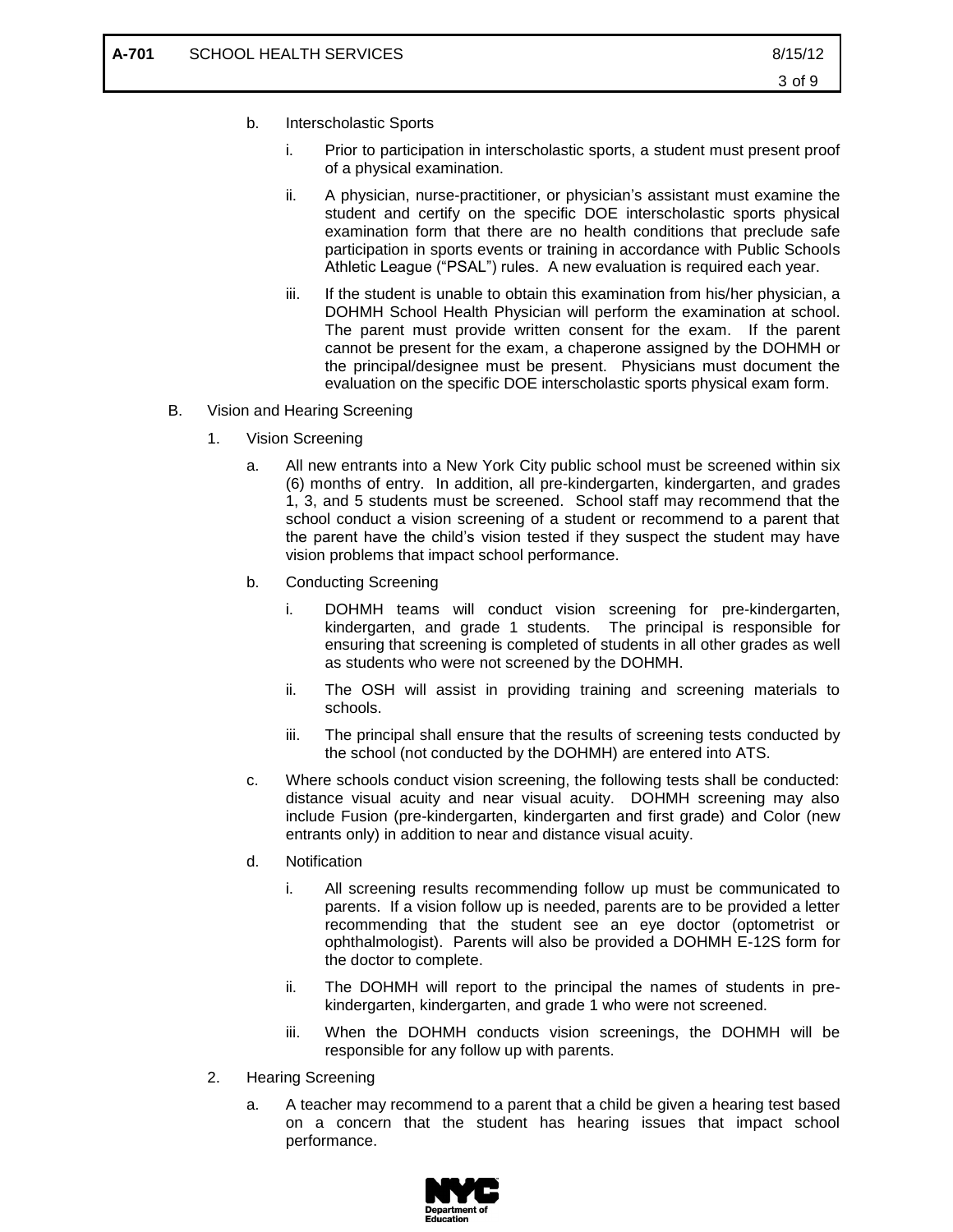b. Interscholastic Sports

   i. Prior to participation in interscholastic sports, a student must present proof of a physical examination.

   ii. A physician, nurse-practitioner, or physician's assistant must examine the student and certify on the specific DOE interscholastic sports physical examination form that there are no health conditions that preclude safe participation in sports events or training in accordance with Public Schools Athletic League ("PSAL") rules. A new evaluation is required each year.

   iii. If the student is unable to obtain this examination from his/her physician, a DOHMH School Health Physician will perform the examination at school. The parent must provide written consent for the exam. If the parent cannot be present for the exam, a chaperone assigned by the DOHMH or the principal/designee must be present. Physicians must document the evaluation on the specific DOE interscholastic sports physical exam form.

B. Vision and Hearing Screening

1. Vision Screening

   a. All new entrants into a New York City public school must be screened within six (6) months of entry. In addition, all pre-kindergarten, kindergarten, and grades 1, 3, and 5 students must be screened. School staff may recommend that the school conduct a vision screening of a student or recommend to a parent that the parent have the child's vision tested if they suspect the student may have vision problems that impact school performance.

   b. Conducting Screening

      i. DOHMH teams will conduct vision screening for pre-kindergarten, kindergarten, and grade 1 students. The principal is responsible for ensuring that screening is completed of students in all other grades as well as students who were not screened by the DOHMH.

      ii. The OSH will assist in providing training and screening materials to schools.

      iii. The principal shall ensure that the results of screening tests conducted by the school (not conducted by the DOHMH) are entered into ATS.

   c. Where schools conduct vision screening, the following tests shall be conducted: distance visual acuity and near visual acuity. DOHMH screening may also include Fusion (pre-kindergarten, kindergarten and first grade) and Color (new entrants only) in addition to near and distance visual acuity.

   d. Notification

      i. All screening results recommending follow up must be communicated to parents. If a vision follow up is needed, parents are to be provided a letter recommending that the student see an eye doctor (optometrist or ophthalmologist). Parents will also be provided a DOHMH E-12S form for the doctor to complete.

      ii. The DOHMH will report to the principal the names of students in pre-kindergarten, kindergarten, and grade 1 who were not screened.

      iii. When the DOHMH conducts vision screenings, the DOHMH will be responsible for any follow up with parents.

2. Hearing Screening

   a. A teacher may recommend to a parent that a child be given a hearing test based on a concern that the student has hearing issues that impact school performance.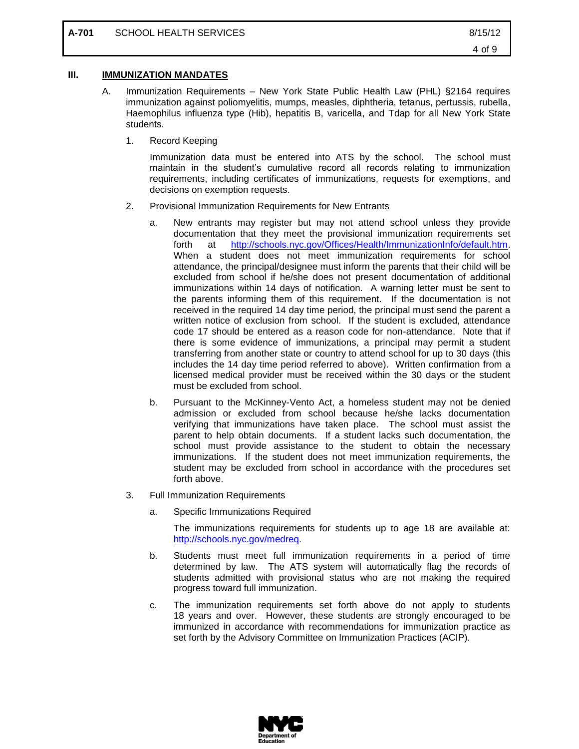## III. IMMUNIZATION MANDATES

A. Immunization Requirements – New York State Public Health Law (PHL) §2164 requires immunization against poliomyelitis, mumps, measles, diphtheria, tetanus, pertussis, rubella, Haemophilus influenza type (Hib), hepatitis B, varicella, and Tdap for all New York State students.

1. Record Keeping

   Immunization data must be entered into ATS by the school. The school must maintain in the student's cumulative record all records relating to immunization requirements, including certificates of immunizations, requests for exemptions, and decisions on exemption requests.

2. Provisional Immunization Requirements for New Entrants

   a. New entrants may register but may not attend school unless they provide documentation that they meet the provisional immunization requirements set forth at http://schools.nyc.gov/Offices/Health/ImmunizationInfo/default.htm. When a student does not meet immunization requirements for school attendance, the principal/designee must inform the parents that their child will be excluded from school if he/she does not present documentation of additional immunizations within 14 days of notification. A warning letter must be sent to the parents informing them of this requirement. If the documentation is not received in the required 14 day time period, the principal must send the parent a written notice of exclusion from school. If the student is excluded, attendance code 17 should be entered as a reason code for non-attendance. Note that if there is some evidence of immunizations, a principal may permit a student transferring from another state or country to attend school for up to 30 days (this includes the 14 day time period referred to above). Written confirmation from a licensed medical provider must be received within the 30 days or the student must be excluded from school.

   b. Pursuant to the McKinney-Vento Act, a homeless student may not be denied admission or excluded from school because he/she lacks documentation verifying that immunizations have taken place. The school must assist the parent to help obtain documents. If a student lacks such documentation, the school must provide assistance to the student to obtain the necessary immunizations. If the student does not meet immunization requirements, the student may be excluded from school in accordance with the procedures set forth above.

3. Full Immunization Requirements

   a. Specific Immunizations Required

      The immunizations requirements for students up to age 18 are available at: http://schools.nyc.gov/medreq.

   b. Students must meet full immunization requirements in a period of time determined by law. The ATS system will automatically flag the records of students admitted with provisional status who are not making the required progress toward full immunization.

   c. The immunization requirements set forth above do not apply to students 18 years and over. However, these students are strongly encouraged to be immunized in accordance with recommendations for immunization practice as set forth by the Advisory Committee on Immunization Practices (ACIP).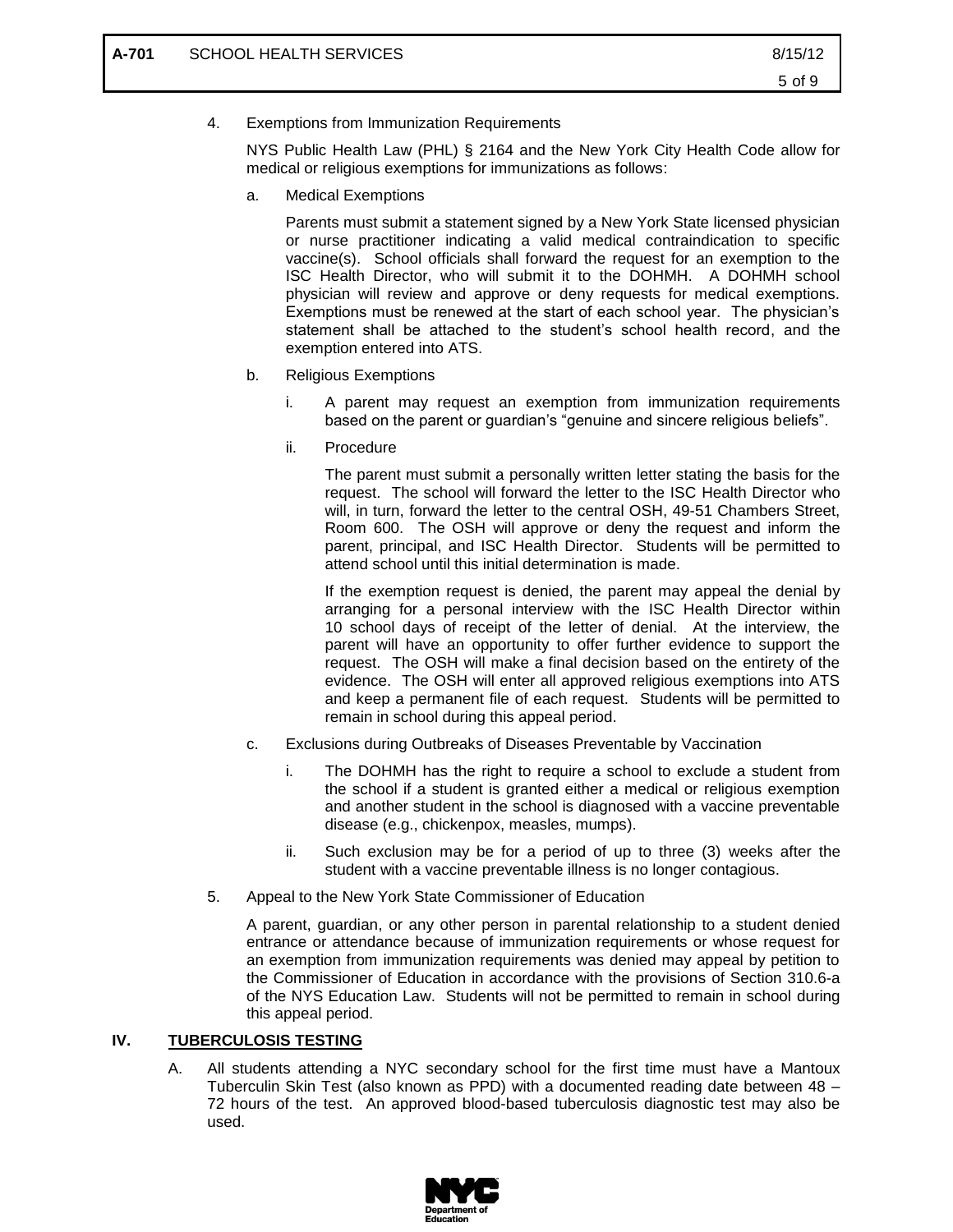4. Exemptions from Immunization Requirements

   NYS Public Health Law (PHL) § 2164 and the New York City Health Code allow for medical or religious exemptions for immunizations as follows:

   a. Medical Exemptions

      Parents must submit a statement signed by a New York State licensed physician or nurse practitioner indicating a valid medical contraindication to specific vaccine(s). School officials shall forward the request for an exemption to the ISC Health Director, who will submit it to the DOHMH. A DOHMH school physician will review and approve or deny requests for medical exemptions. Exemptions must be renewed at the start of each school year. The physician's statement shall be attached to the student's school health record, and the exemption entered into ATS.

   b. Religious Exemptions

      i. A parent may request an exemption from immunization requirements based on the parent or guardian's "genuine and sincere religious beliefs".

      ii. Procedure

         The parent must submit a personally written letter stating the basis for the request. The school will forward the letter to the ISC Health Director who will, in turn, forward the letter to the central OSH, 49-51 Chambers Street, Room 600. The OSH will approve or deny the request and inform the parent, principal, and ISC Health Director. Students will be permitted to attend school until this initial determination is made.

         If the exemption request is denied, the parent may appeal the denial by arranging for a personal interview with the ISC Health Director within 10 school days of receipt of the letter of denial. At the interview, the parent will have an opportunity to offer further evidence to support the request. The OSH will make a final decision based on the entirety of the evidence. The OSH will enter all approved religious exemptions into ATS and keep a permanent file of each request. Students will be permitted to remain in school during this appeal period.

   c. Exclusions during Outbreaks of Diseases Preventable by Vaccination

      i. The DOHMH has the right to require a school to exclude a student from the school if a student is granted either a medical or religious exemption and another student in the school is diagnosed with a vaccine preventable disease (e.g., chickenpox, measles, mumps).

      ii. Such exclusion may be for a period of up to three (3) weeks after the student with a vaccine preventable illness is no longer contagious.

5. Appeal to the New York State Commissioner of Education

   A parent, guardian, or any other person in parental relationship to a student denied entrance or attendance because of immunization requirements or whose request for an exemption from immunization requirements was denied may appeal by petition to the Commissioner of Education in accordance with the provisions of Section 310.6-a of the NYS Education Law. Students will not be permitted to remain in school during this appeal period.

## IV. TUBERCULOSIS TESTING

A. All students attending a NYC secondary school for the first time must have a Mantoux Tuberculin Skin Test (also known as PPD) with a documented reading date between 48 – 72 hours of the test. An approved blood-based tuberculosis diagnostic test may also be used.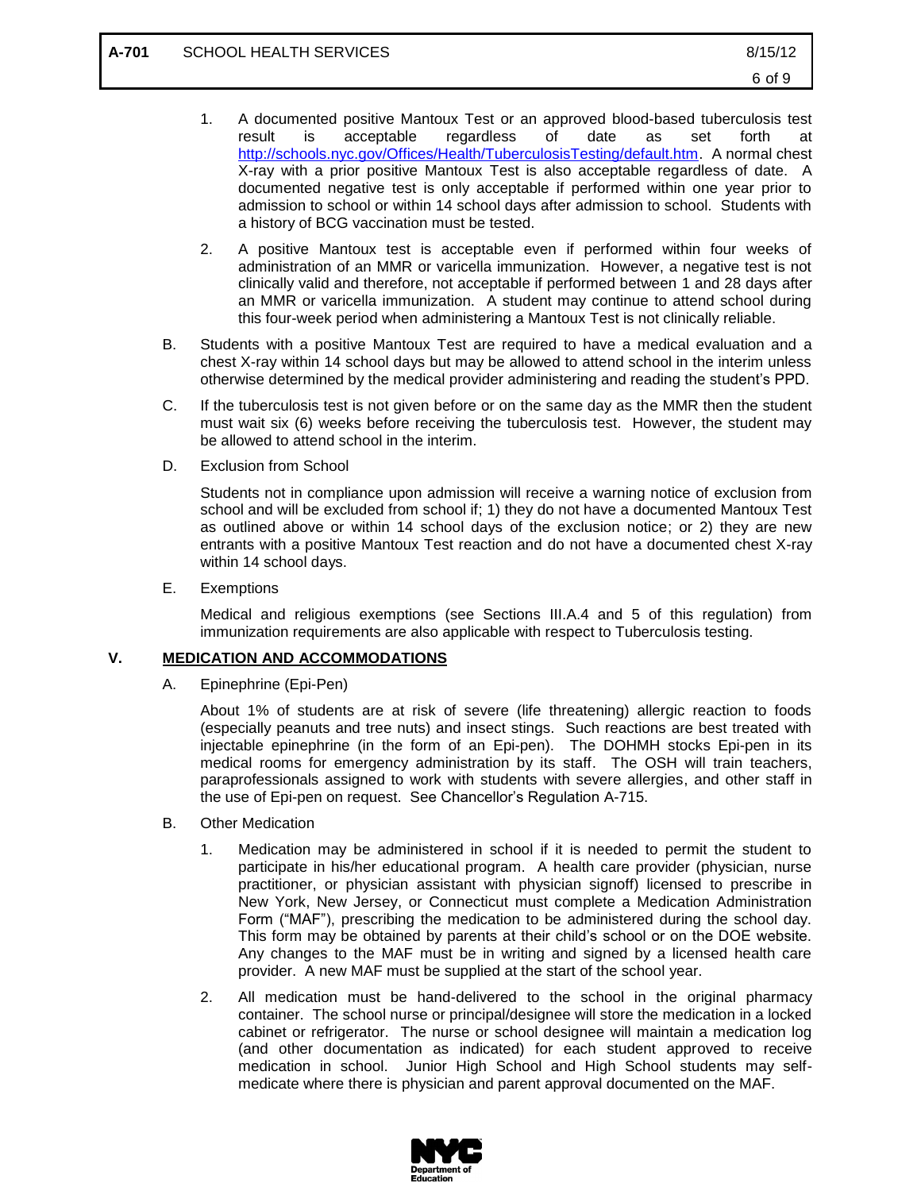1. A documented positive Mantoux Test or an approved blood-based tuberculosis test result is acceptable regardless of date as set forth at http://schools.nyc.gov/Offices/Health/TuberculosisTesting/default.htm. A normal chest X-ray with a prior positive Mantoux Test is also acceptable regardless of date. A documented negative test is only acceptable if performed within one year prior to admission to school or within 14 school days after admission to school. Students with a history of BCG vaccination must be tested.

2. A positive Mantoux test is acceptable even if performed within four weeks of administration of an MMR or varicella immunization. However, a negative test is not clinically valid and therefore, not acceptable if performed between 1 and 28 days after an MMR or varicella immunization. A student may continue to attend school during this four-week period when administering a Mantoux Test is not clinically reliable.

B. Students with a positive Mantoux Test are required to have a medical evaluation and a chest X-ray within 14 school days but may be allowed to attend school in the interim unless otherwise determined by the medical provider administering and reading the student's PPD.

C. If the tuberculosis test is not given before or on the same day as the MMR then the student must wait six (6) weeks before receiving the tuberculosis test. However, the student may be allowed to attend school in the interim.

D. Exclusion from School

Students not in compliance upon admission will receive a warning notice of exclusion from school and will be excluded from school if; 1) they do not have a documented Mantoux Test as outlined above or within 14 school days of the exclusion notice; or 2) they are new entrants with a positive Mantoux Test reaction and do not have a documented chest X-ray within 14 school days.

E. Exemptions

Medical and religious exemptions (see Sections III.A.4 and 5 of this regulation) from immunization requirements are also applicable with respect to Tuberculosis testing.

## V. MEDICATION AND ACCOMMODATIONS

A. Epinephrine (Epi-Pen)

About 1% of students are at risk of severe (life threatening) allergic reaction to foods (especially peanuts and tree nuts) and insect stings. Such reactions are best treated with injectable epinephrine (in the form of an Epi-pen). The DOHMH stocks Epi-pen in its medical rooms for emergency administration by its staff. The OSH will train teachers, paraprofessionals assigned to work with students with severe allergies, and other staff in the use of Epi-pen on request. See Chancellor's Regulation A-715.

B. Other Medication

1. Medication may be administered in school if it is needed to permit the student to participate in his/her educational program. A health care provider (physician, nurse practitioner, or physician assistant with physician signoff) licensed to prescribe in New York, New Jersey, or Connecticut must complete a Medication Administration Form ("MAF"), prescribing the medication to be administered during the school day. This form may be obtained by parents at their child's school or on the DOE website. Any changes to the MAF must be in writing and signed by a licensed health care provider. A new MAF must be supplied at the start of the school year.

2. All medication must be hand-delivered to the school in the original pharmacy container. The school nurse or principal/designee will store the medication in a locked cabinet or refrigerator. The nurse or school designee will maintain a medication log (and other documentation as indicated) for each student approved to receive medication in school. Junior High School and High School students may self-medicate where there is physician and parent approval documented on the MAF.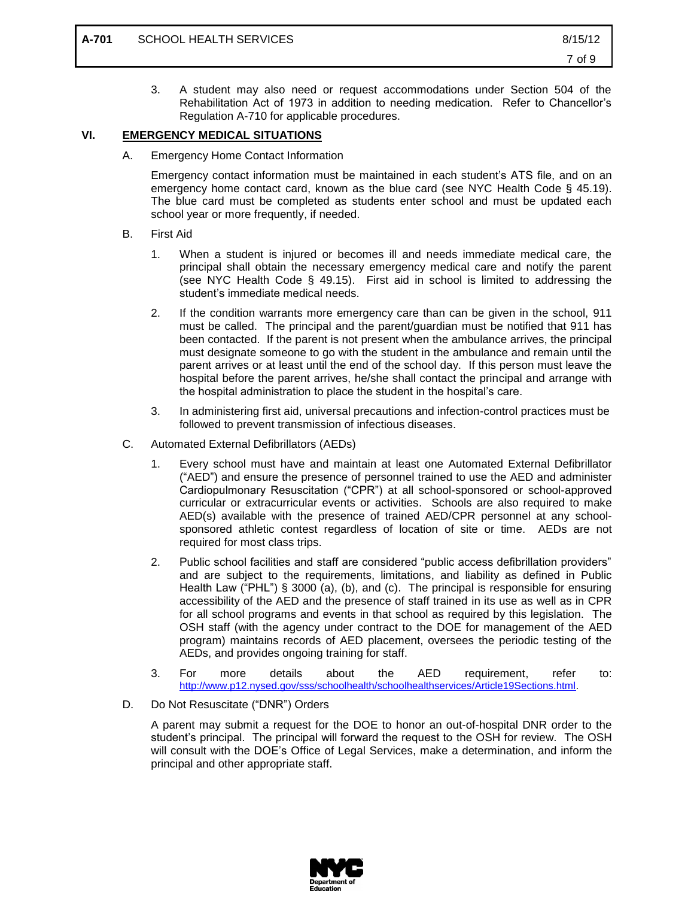3. A student may also need or request accommodations under Section 504 of the Rehabilitation Act of 1973 in addition to needing medication. Refer to Chancellor's Regulation A-710 for applicable procedures.

## VI. EMERGENCY MEDICAL SITUATIONS

A. Emergency Home Contact Information

Emergency contact information must be maintained in each student's ATS file, and on an emergency home contact card, known as the blue card (see NYC Health Code § 45.19). The blue card must be completed as students enter school and must be updated each school year or more frequently, if needed.

B. First Aid

1. When a student is injured or becomes ill and needs immediate medical care, the principal shall obtain the necessary emergency medical care and notify the parent (see NYC Health Code § 49.15). First aid in school is limited to addressing the student's immediate medical needs.

2. If the condition warrants more emergency care than can be given in the school, 911 must be called. The principal and the parent/guardian must be notified that 911 has been contacted. If the parent is not present when the ambulance arrives, the principal must designate someone to go with the student in the ambulance and remain until the parent arrives or at least until the end of the school day. If this person must leave the hospital before the parent arrives, he/she shall contact the principal and arrange with the hospital administration to place the student in the hospital's care.

3. In administering first aid, universal precautions and infection-control practices must be followed to prevent transmission of infectious diseases.

C. Automated External Defibrillators (AEDs)

1. Every school must have and maintain at least one Automated External Defibrillator ("AED") and ensure the presence of personnel trained to use the AED and administer Cardiopulmonary Resuscitation ("CPR") at all school-sponsored or school-approved curricular or extracurricular events or activities. Schools are also required to make AED(s) available with the presence of trained AED/CPR personnel at any school-sponsored athletic contest regardless of location of site or time. AEDs are not required for most class trips.

2. Public school facilities and staff are considered "public access defibrillation providers" and are subject to the requirements, limitations, and liability as defined in Public Health Law ("PHL") § 3000 (a), (b), and (c). The principal is responsible for ensuring accessibility of the AED and the presence of staff trained in its use as well as in CPR for all school programs and events in that school as required by this legislation. The OSH staff (with the agency under contract to the DOE for management of the AED program) maintains records of AED placement, oversees the periodic testing of the AEDs, and provides ongoing training for staff.

3. For more details about the AED requirement, refer to: http://www.p12.nysed.gov/sss/schoolhealth/schoolhealthservices/Article19Sections.html.

D. Do Not Resuscitate ("DNR") Orders

A parent may submit a request for the DOE to honor an out-of-hospital DNR order to the student's principal. The principal will forward the request to the OSH for review. The OSH will consult with the DOE's Office of Legal Services, make a determination, and inform the principal and other appropriate staff.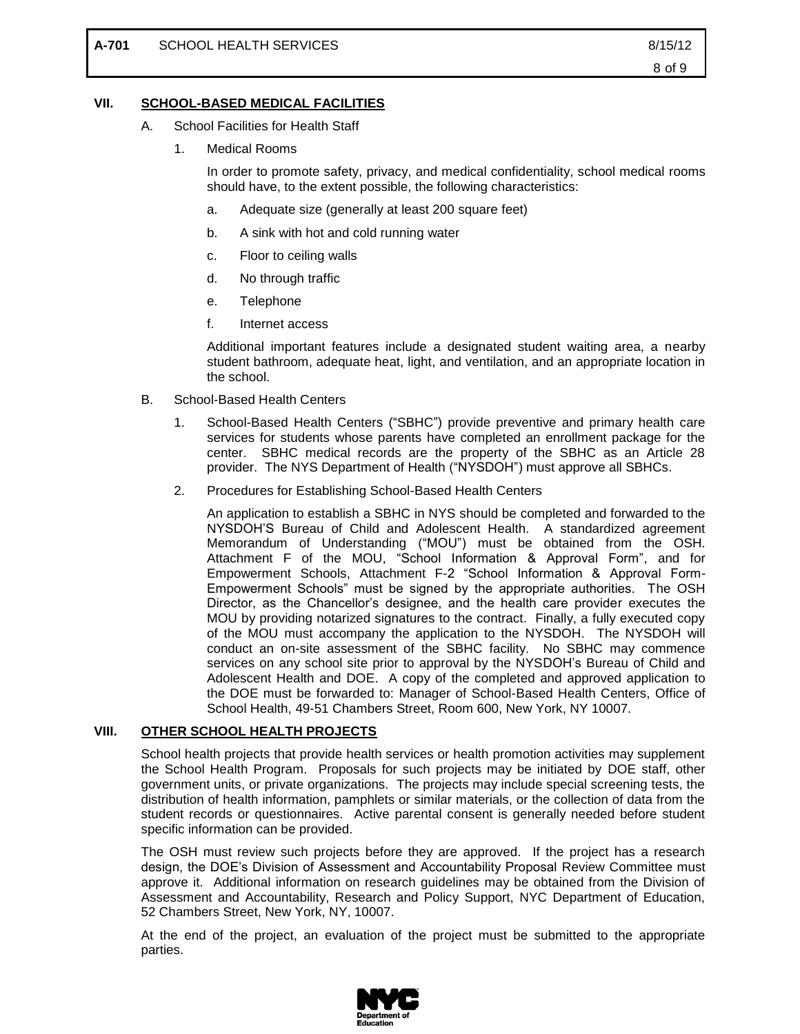## VII. SCHOOL-BASED MEDICAL FACILITIES

A. School Facilities for Health Staff

1. Medical Rooms

   In order to promote safety, privacy, and medical confidentiality, school medical rooms should have, to the extent possible, the following characteristics:

   a. Adequate size (generally at least 200 square feet)

   b. A sink with hot and cold running water

   c. Floor to ceiling walls

   d. No through traffic

   e. Telephone

   f. Internet access

   Additional important features include a designated student waiting area, a nearby student bathroom, adequate heat, light, and ventilation, and an appropriate location in the school.

B. School-Based Health Centers

1. School-Based Health Centers ("SBHC") provide preventive and primary health care services for students whose parents have completed an enrollment package for the center. SBHC medical records are the property of the SBHC as an Article 28 provider. The NYS Department of Health ("NYSDOH") must approve all SBHCs.

2. Procedures for Establishing School-Based Health Centers

   An application to establish a SBHC in NYS should be completed and forwarded to the NYSDOH'S Bureau of Child and Adolescent Health. A standardized agreement Memorandum of Understanding ("MOU") must be obtained from the OSH. Attachment F of the MOU, "School Information & Approval Form", and for Empowerment Schools, Attachment F-2 "School Information & Approval Form-Empowerment Schools" must be signed by the appropriate authorities. The OSH Director, as the Chancellor's designee, and the health care provider executes the MOU by providing notarized signatures to the contract. Finally, a fully executed copy of the MOU must accompany the application to the NYSDOH. The NYSDOH will conduct an on-site assessment of the SBHC facility. No SBHC may commence services on any school site prior to approval by the NYSDOH's Bureau of Child and Adolescent Health and DOE. A copy of the completed and approved application to the DOE must be forwarded to: Manager of School-Based Health Centers, Office of School Health, 49-51 Chambers Street, Room 600, New York, NY 10007.

## VIII. OTHER SCHOOL HEALTH PROJECTS

School health projects that provide health services or health promotion activities may supplement the School Health Program. Proposals for such projects may be initiated by DOE staff, other government units, or private organizations. The projects may include special screening tests, the distribution of health information, pamphlets or similar materials, or the collection of data from the student records or questionnaires. Active parental consent is generally needed before student specific information can be provided.

The OSH must review such projects before they are approved. If the project has a research design, the DOE's Division of Assessment and Accountability Proposal Review Committee must approve it. Additional information on research guidelines may be obtained from the Division of Assessment and Accountability, Research and Policy Support, NYC Department of Education, 52 Chambers Street, New York, NY, 10007.

At the end of the project, an evaluation of the project must be submitted to the appropriate parties.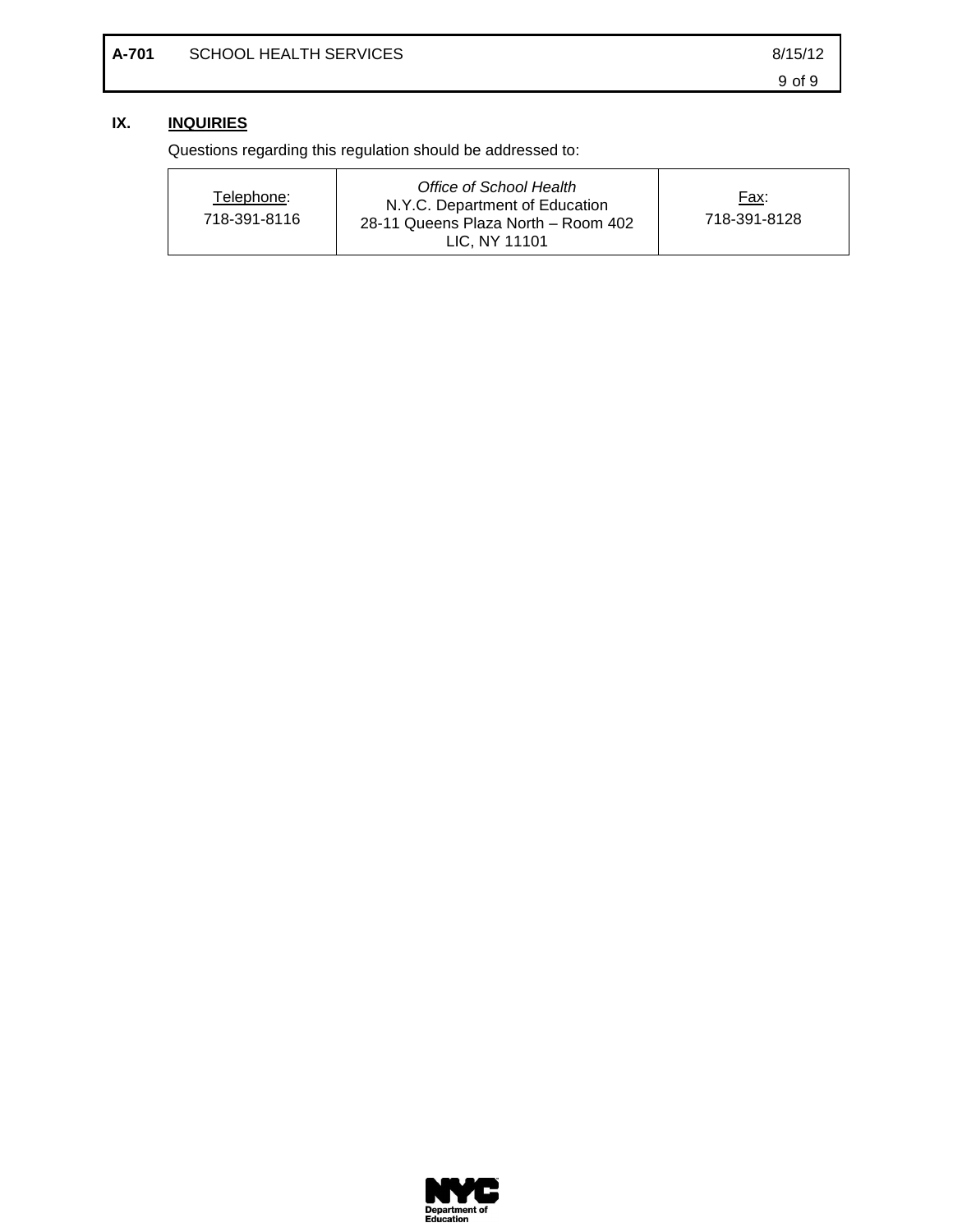## IX. INQUIRIES

Questions regarding this regulation should be addressed to:

| | | |
|---|---|---|
| Telephone:<br>718-391-8116 | *Office of School Health*<br>N.Y.C. Department of Education<br>28-11 Queens Plaza North – Room 402<br>LIC, NY 11101 | Fax:<br>718-391-8128 |